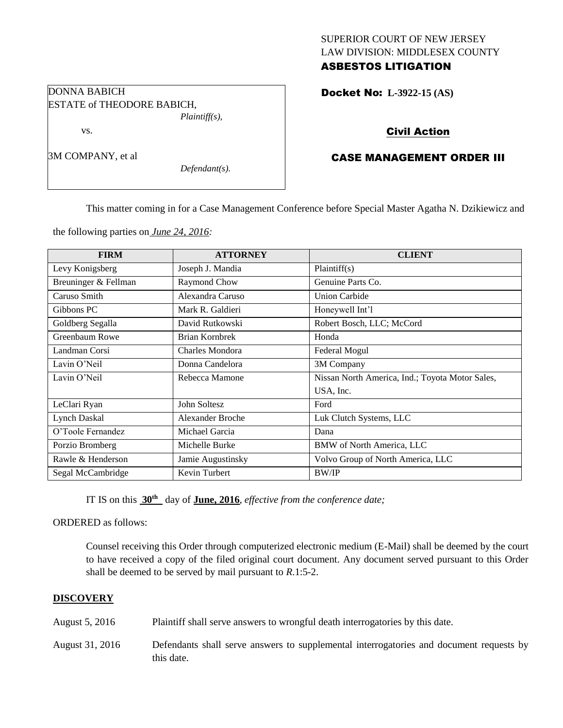SUPERIOR COURT OF NEW JERSEY
LAW DIVISION: MIDDLESEX COUNTY
**ASBESTOS LITIGATION**

DONNA BABICH
ESTATE of THEODORE BABICH,
*Plaintiff(s),*

vs.

3M COMPANY, et al
*Defendant(s).*

**Docket No: L-3922-15 (AS)**

**Civil Action**

**CASE MANAGEMENT ORDER III**

This matter coming in for a Case Management Conference before Special Master Agatha N. Dzikiewicz and the following parties on *June 24, 2016:*

| FIRM | ATTORNEY | CLIENT |
|---|---|---|
| Levy Konigsberg | Joseph J. Mandia | Plaintiff(s) |
| Breuninger & Fellman | Raymond Chow | Genuine Parts Co. |
| Caruso Smith | Alexandra Caruso | Union Carbide |
| Gibbons PC | Mark R. Galdieri | Honeywell Int'l |
| Goldberg Segalla | David Rutkowski | Robert Bosch, LLC; McCord |
| Greenbaum Rowe | Brian Kornbrek | Honda |
| Landman Corsi | Charles Mondora | Federal Mogul |
| Lavin O'Neil | Donna Candelora | 3M Company |
| Lavin O'Neil | Rebecca Mamone | Nissan North America, Ind.; Toyota Motor Sales, USA, Inc. |
| LeClari Ryan | John Soltesz | Ford |
| Lynch Daskal | Alexander Broche | Luk Clutch Systems, LLC |
| O'Toole Fernandez | Michael Garcia | Dana |
| Porzio Bromberg | Michelle Burke | BMW of North America, LLC |
| Rawle & Henderson | Jamie Augustinsky | Volvo Group of North America, LLC |
| Segal McCambridge | Kevin Turbert | BW/IP |

IT IS on this **30th** day of **June, 2016**, *effective from the conference date;*

ORDERED as follows:

Counsel receiving this Order through computerized electronic medium (E-Mail) shall be deemed by the court to have received a copy of the filed original court document. Any document served pursuant to this Order shall be deemed to be served by mail pursuant to *R*.1:5-2.

**DISCOVERY**

August 5, 2016 — Plaintiff shall serve answers to wrongful death interrogatories by this date.

August 31, 2016 — Defendants shall serve answers to supplemental interrogatories and document requests by this date.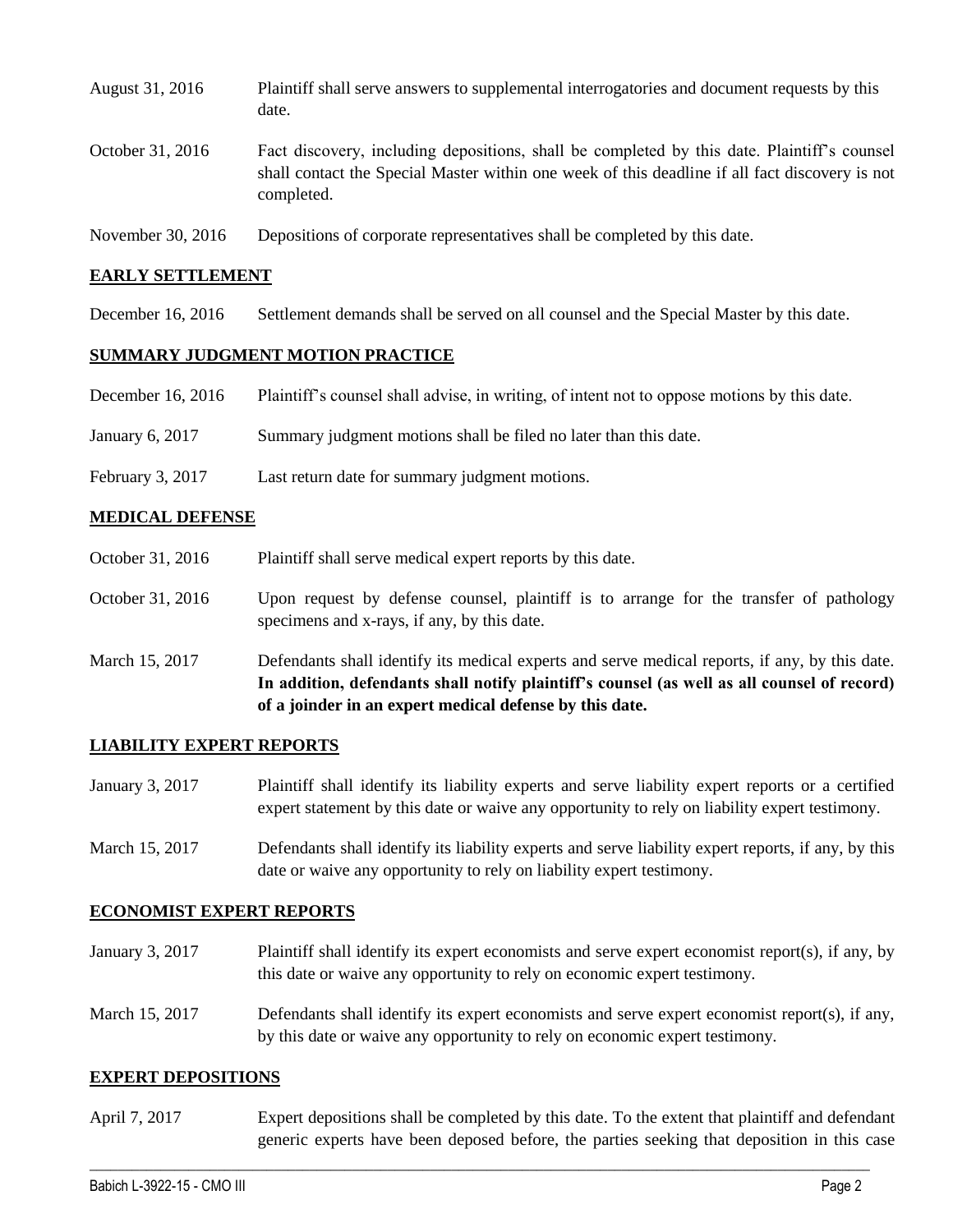August 31, 2016 Plaintiff shall serve answers to supplemental interrogatories and document requests by this date.

October 31, 2016 Fact discovery, including depositions, shall be completed by this date. Plaintiff's counsel shall contact the Special Master within one week of this deadline if all fact discovery is not completed.

November 30, 2016 Depositions of corporate representatives shall be completed by this date.

## EARLY SETTLEMENT

December 16, 2016 Settlement demands shall be served on all counsel and the Special Master by this date.

## SUMMARY JUDGMENT MOTION PRACTICE

December 16, 2016 Plaintiff's counsel shall advise, in writing, of intent not to oppose motions by this date.

January 6, 2017 Summary judgment motions shall be filed no later than this date.

February 3, 2017 Last return date for summary judgment motions.

## MEDICAL DEFENSE

October 31, 2016 Plaintiff shall serve medical expert reports by this date.

October 31, 2016 Upon request by defense counsel, plaintiff is to arrange for the transfer of pathology specimens and x-rays, if any, by this date.

March 15, 2017 Defendants shall identify its medical experts and serve medical reports, if any, by this date. **In addition, defendants shall notify plaintiff's counsel (as well as all counsel of record) of a joinder in an expert medical defense by this date.**

## LIABILITY EXPERT REPORTS

January 3, 2017 Plaintiff shall identify its liability experts and serve liability expert reports or a certified expert statement by this date or waive any opportunity to rely on liability expert testimony.

March 15, 2017 Defendants shall identify its liability experts and serve liability expert reports, if any, by this date or waive any opportunity to rely on liability expert testimony.

## ECONOMIST EXPERT REPORTS

January 3, 2017 Plaintiff shall identify its expert economists and serve expert economist report(s), if any, by this date or waive any opportunity to rely on economic expert testimony.

March 15, 2017 Defendants shall identify its expert economists and serve expert economist report(s), if any, by this date or waive any opportunity to rely on economic expert testimony.

## EXPERT DEPOSITIONS

April 7, 2017 Expert depositions shall be completed by this date. To the extent that plaintiff and defendant generic experts have been deposed before, the parties seeking that deposition in this case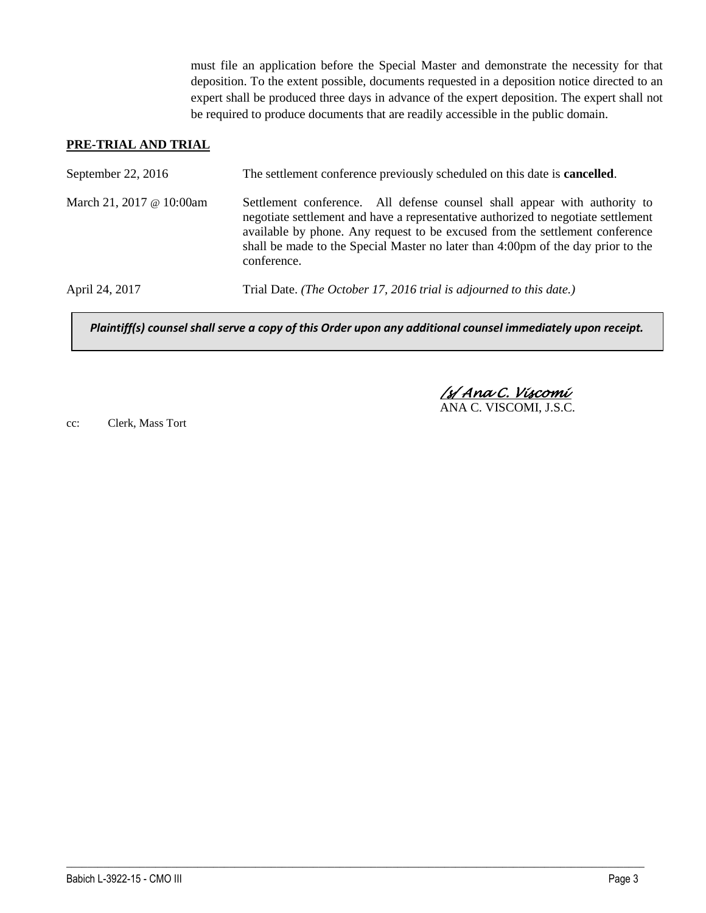must file an application before the Special Master and demonstrate the necessity for that deposition. To the extent possible, documents requested in a deposition notice directed to an expert shall be produced three days in advance of the expert deposition. The expert shall not be required to produce documents that are readily accessible in the public domain.

**PRE-TRIAL AND TRIAL**

| | |
|---|---|
| September 22, 2016 | The settlement conference previously scheduled on this date is **cancelled**. |
| March 21, 2017 @ 10:00am | Settlement conference. All defense counsel shall appear with authority to negotiate settlement and have a representative authorized to negotiate settlement available by phone. Any request to be excused from the settlement conference shall be made to the Special Master no later than 4:00pm of the day prior to the conference. |
| April 24, 2017 | Trial Date. *(The October 17, 2016 trial is adjourned to this date.)* |

***Plaintiff(s) counsel shall serve a copy of this Order upon any additional counsel immediately upon receipt.***

*/s/ Ana C. Viscomi*
ANA C. VISCOMI, J.S.C.

cc: Clerk, Mass Tort